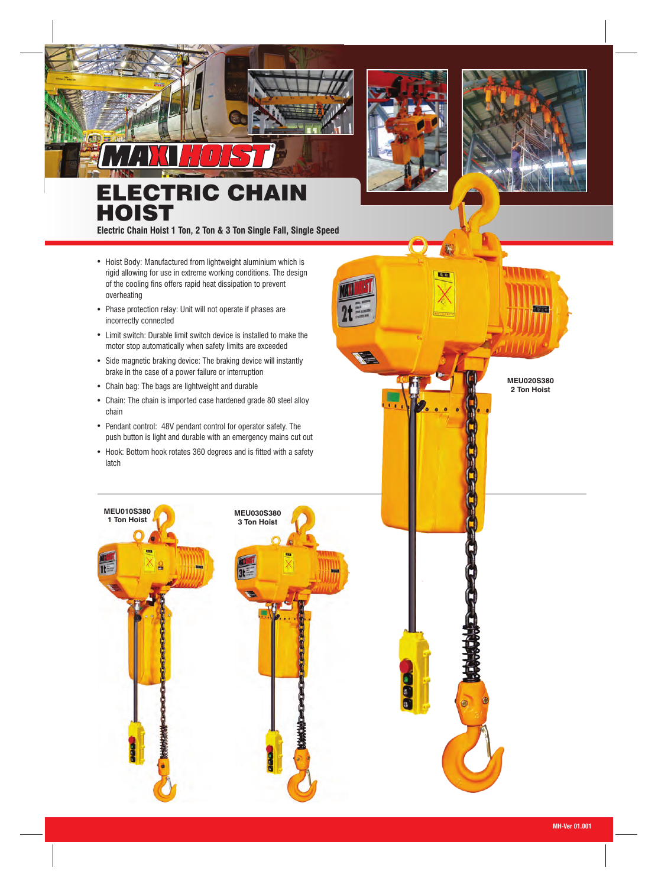# ELECTRIC CHAIN HOIST

**Electric Chain Hoist 1 Ton, 2 Ton & 3 Ton Single Fall, Single Speed**

- Hoist Body: Manufactured from lightweight aluminium which is rigid allowing for use in extreme working conditions. The design of the cooling fins offers rapid heat dissipation to prevent overheating
- Phase protection relay: Unit will not operate if phases are incorrectly connected
- Limit switch: Durable limit switch device is installed to make the motor stop automatically when safety limits are exceeded
- Side magnetic braking device: The braking device will instantly brake in the case of a power failure or interruption
- Chain bag: The bags are lightweight and durable
- Chain: The chain is imported case hardened grade 80 steel alloy chain
- Pendant control: 48V pendant control for operator safety. The push button is light and durable with an emergency mains cut out
- Hook: Bottom hook rotates 360 degrees and is fitted with a safety latch

**MEU020S380**
**2 Ton Hoist**

**MEU010S380**
**1 Ton Hoist**

**MEU030S380**
**3 Ton Hoist**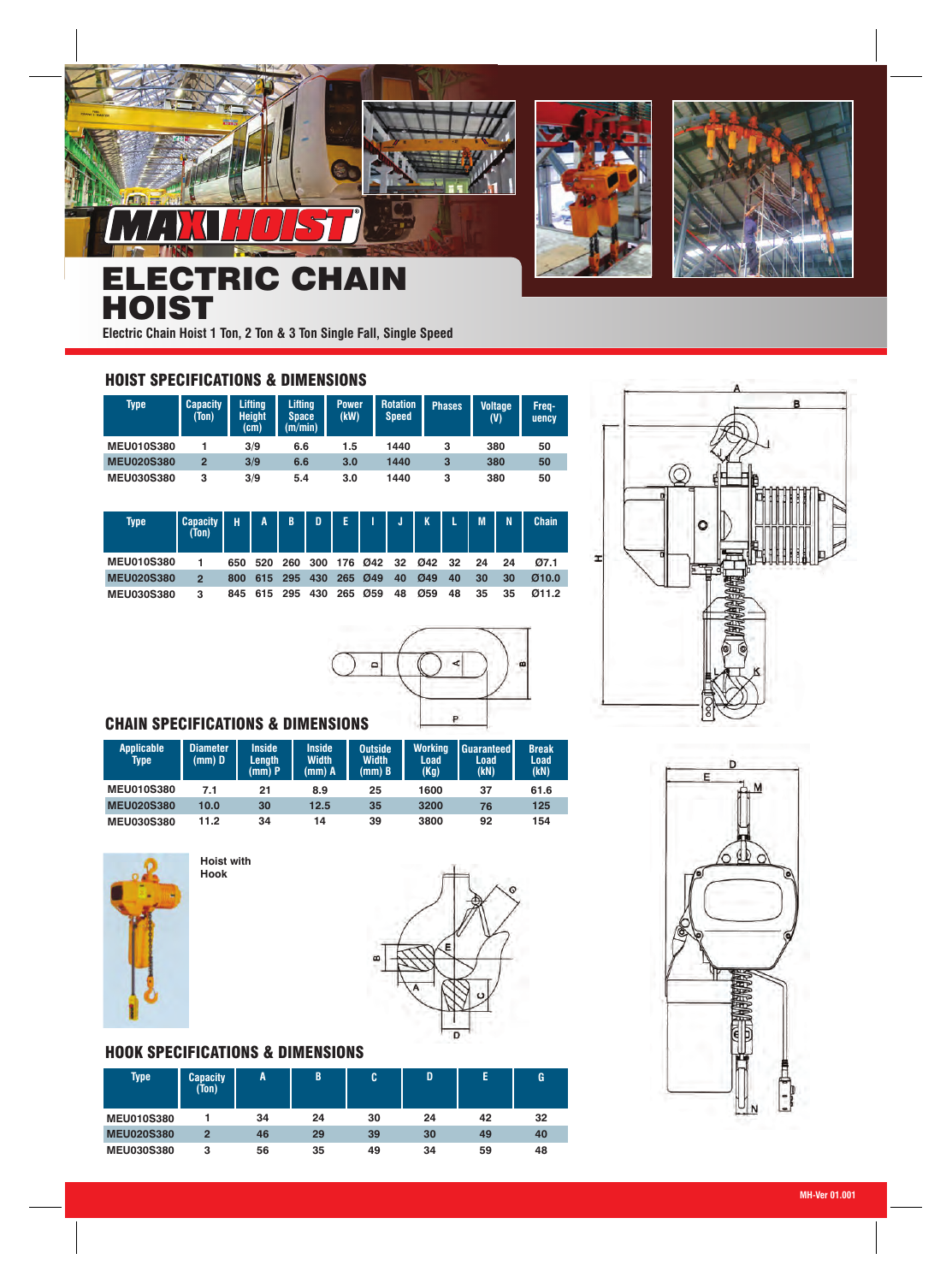# ELECTRIC CHAIN HOIST

**Electric Chain Hoist 1 Ton, 2 Ton & 3 Ton Single Fall, Single Speed**

## HOIST SPECIFICATIONS & DIMENSIONS

| Type | Capacity (Ton) | Lifting Height (cm) | Lifting Space (m/min) | Power (kW) | Rotation Speed | Phases | Voltage (V) | Freq-uency |
|---|---|---|---|---|---|---|---|---|
| MEU010S380 | 1 | 3/9 | 6.6 | 1.5 | 1440 | 3 | 380 | 50 |
| MEU020S380 | 2 | 3/9 | 6.6 | 3.0 | 1440 | 3 | 380 | 50 |
| MEU030S380 | 3 | 3/9 | 5.4 | 3.0 | 1440 | 3 | 380 | 50 |

| Type | Capacity (Ton) | H | A | B | D | E | I | J | K | L | M | N | Chain |
|---|---|---|---|---|---|---|---|---|---|---|---|---|---|
| MEU010S380 | 1 | 650 | 520 | 260 | 300 | 176 | Ø42 | 32 | Ø42 | 32 | 24 | 24 | Ø7.1 |
| MEU020S380 | 2 | 800 | 615 | 295 | 430 | 265 | Ø49 | 40 | Ø49 | 40 | 30 | 30 | Ø10.0 |
| MEU030S380 | 3 | 845 | 615 | 295 | 430 | 265 | Ø59 | 48 | Ø59 | 48 | 35 | 35 | Ø11.2 |

## CHAIN SPECIFICATIONS & DIMENSIONS

| Applicable Type | Diameter (mm) D | Inside Length (mm) P | Inside Width (mm) A | Outside Width (mm) B | Working Load (Kg) | Guaranteed Load (kN) | Break Load (kN) |
|---|---|---|---|---|---|---|---|
| MEU010S380 | 7.1 | 21 | 8.9 | 25 | 1600 | 37 | 61.6 |
| MEU020S380 | 10.0 | 30 | 12.5 | 35 | 3200 | 76 | 125 |
| MEU030S380 | 11.2 | 34 | 14 | 39 | 3800 | 92 | 154 |

Hoist with Hook

## HOOK SPECIFICATIONS & DIMENSIONS

| Type | Capacity (Ton) | A | B | C | D | E | G |
|---|---|---|---|---|---|---|---|
| MEU010S380 | 1 | 34 | 24 | 30 | 24 | 42 | 32 |
| MEU020S380 | 2 | 46 | 29 | 39 | 30 | 49 | 40 |
| MEU030S380 | 3 | 56 | 35 | 49 | 34 | 59 | 48 |

MH-Ver 01.001